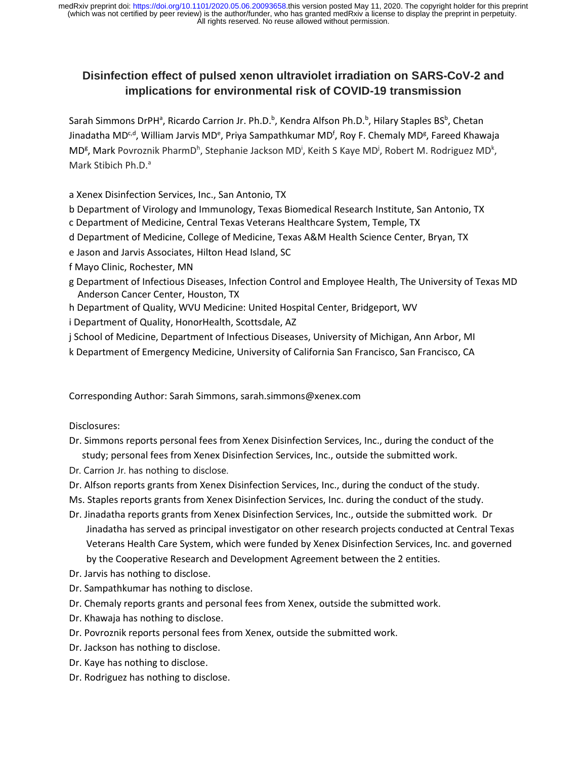# Disinfection effect of pulsed xenon ultraviolet irradiation on SARS-CoV-2 and implications for environmental risk of COVID-19 transmission

Sarah Simmons DrPH[a], Ricardo Carrion Jr. Ph.D.[b], Kendra Alfson Ph.D.[b], Hilary Staples BS[b], Chetan Jinadatha MD[c,d], William Jarvis MD[e], Priya Sampathkumar MD[f], Roy F. Chemaly MD[g], Fareed Khawaja MD[g], Mark Povroznik PharmD[h], Stephanie Jackson MD[i], Keith S Kaye MD[j], Robert M. Rodriguez MD[k], Mark Stibich Ph.D.[a]

a Xenex Disinfection Services, Inc., San Antonio, TX

b Department of Virology and Immunology, Texas Biomedical Research Institute, San Antonio, TX

c Department of Medicine, Central Texas Veterans Healthcare System, Temple, TX

d Department of Medicine, College of Medicine, Texas A&M Health Science Center, Bryan, TX

e Jason and Jarvis Associates, Hilton Head Island, SC

f Mayo Clinic, Rochester, MN

g Department of Infectious Diseases, Infection Control and Employee Health, The University of Texas MD Anderson Cancer Center, Houston, TX

h Department of Quality, WVU Medicine: United Hospital Center, Bridgeport, WV

i Department of Quality, HonorHealth, Scottsdale, AZ

j School of Medicine, Department of Infectious Diseases, University of Michigan, Ann Arbor, MI

k Department of Emergency Medicine, University of California San Francisco, San Francisco, CA

Corresponding Author: Sarah Simmons, sarah.simmons@xenex.com

Disclosures:

Dr. Simmons reports personal fees from Xenex Disinfection Services, Inc., during the conduct of the study; personal fees from Xenex Disinfection Services, Inc., outside the submitted work.

Dr. Carrion Jr. has nothing to disclose.

Dr. Alfson reports grants from Xenex Disinfection Services, Inc., during the conduct of the study.

Ms. Staples reports grants from Xenex Disinfection Services, Inc. during the conduct of the study.

Dr. Jinadatha reports grants from Xenex Disinfection Services, Inc., outside the submitted work. Dr Jinadatha has served as principal investigator on other research projects conducted at Central Texas Veterans Health Care System, which were funded by Xenex Disinfection Services, Inc. and governed by the Cooperative Research and Development Agreement between the 2 entities.

Dr. Jarvis has nothing to disclose.

Dr. Sampathkumar has nothing to disclose.

Dr. Chemaly reports grants and personal fees from Xenex, outside the submitted work.

Dr. Khawaja has nothing to disclose.

Dr. Povroznik reports personal fees from Xenex, outside the submitted work.

Dr. Jackson has nothing to disclose.

Dr. Kaye has nothing to disclose.

Dr. Rodriguez has nothing to disclose.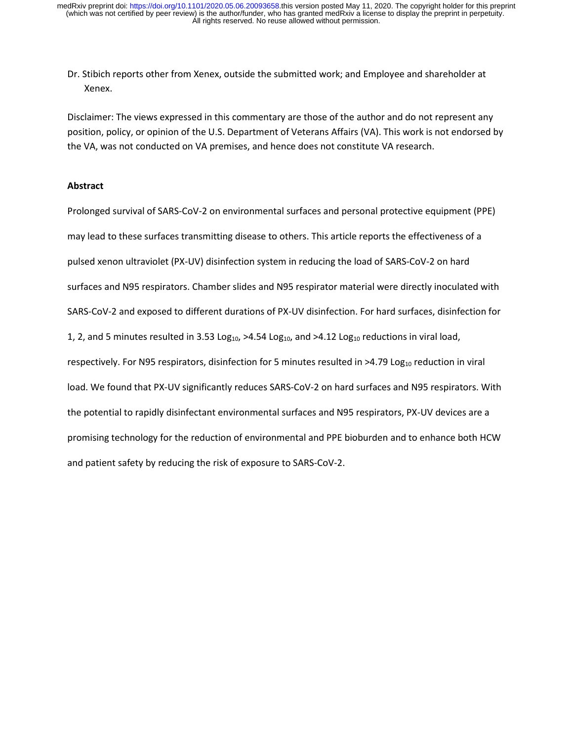Dr. Stibich reports other from Xenex, outside the submitted work; and Employee and shareholder at Xenex.

Disclaimer: The views expressed in this commentary are those of the author and do not represent any position, policy, or opinion of the U.S. Department of Veterans Affairs (VA). This work is not endorsed by the VA, was not conducted on VA premises, and hence does not constitute VA research.

**Abstract**

Prolonged survival of SARS-CoV-2 on environmental surfaces and personal protective equipment (PPE) may lead to these surfaces transmitting disease to others. This article reports the effectiveness of a pulsed xenon ultraviolet (PX-UV) disinfection system in reducing the load of SARS-CoV-2 on hard surfaces and N95 respirators. Chamber slides and N95 respirator material were directly inoculated with SARS-CoV-2 and exposed to different durations of PX-UV disinfection. For hard surfaces, disinfection for 1, 2, and 5 minutes resulted in 3.53 $Log_{10}$, >4.54 $Log_{10}$, and >4.12 $Log_{10}$ reductions in viral load, respectively. For N95 respirators, disinfection for 5 minutes resulted in >4.79 $Log_{10}$ reduction in viral load. We found that PX-UV significantly reduces SARS-CoV-2 on hard surfaces and N95 respirators. With the potential to rapidly disinfectant environmental surfaces and N95 respirators, PX-UV devices are a promising technology for the reduction of environmental and PPE bioburden and to enhance both HCW and patient safety by reducing the risk of exposure to SARS-CoV-2.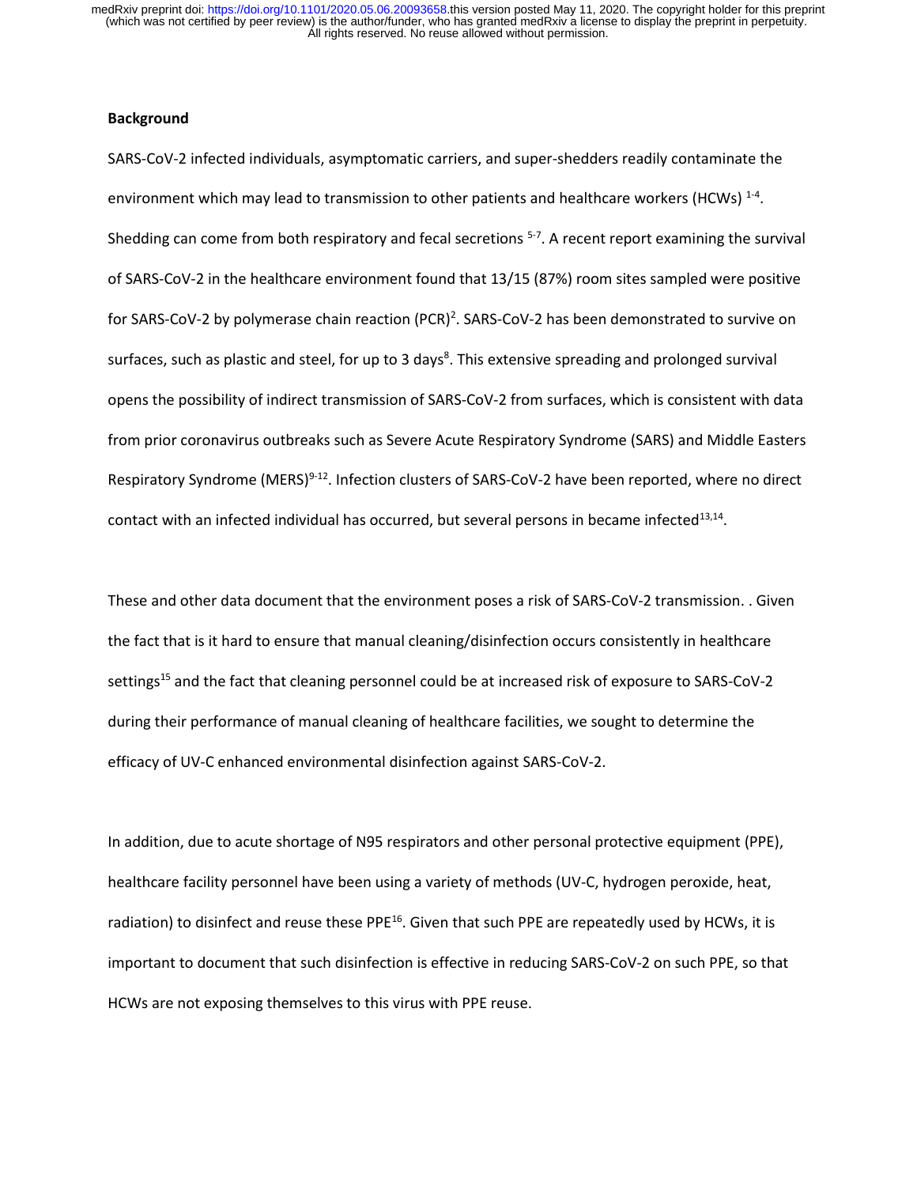**Background**

SARS-CoV-2 infected individuals, asymptomatic carriers, and super-shedders readily contaminate the environment which may lead to transmission to other patients and healthcare workers (HCWs) [1-4]. Shedding can come from both respiratory and fecal secretions [5-7]. A recent report examining the survival of SARS-CoV-2 in the healthcare environment found that 13/15 (87%) room sites sampled were positive for SARS-CoV-2 by polymerase chain reaction (PCR)[2]. SARS-CoV-2 has been demonstrated to survive on surfaces, such as plastic and steel, for up to 3 days[8]. This extensive spreading and prolonged survival opens the possibility of indirect transmission of SARS-CoV-2 from surfaces, which is consistent with data from prior coronavirus outbreaks such as Severe Acute Respiratory Syndrome (SARS) and Middle Easters Respiratory Syndrome (MERS)[9-12]. Infection clusters of SARS-CoV-2 have been reported, where no direct contact with an infected individual has occurred, but several persons in became infected[13,14].

These and other data document that the environment poses a risk of SARS-CoV-2 transmission. . Given the fact that is it hard to ensure that manual cleaning/disinfection occurs consistently in healthcare settings[15] and the fact that cleaning personnel could be at increased risk of exposure to SARS-CoV-2 during their performance of manual cleaning of healthcare facilities, we sought to determine the efficacy of UV-C enhanced environmental disinfection against SARS-CoV-2.

In addition, due to acute shortage of N95 respirators and other personal protective equipment (PPE), healthcare facility personnel have been using a variety of methods (UV-C, hydrogen peroxide, heat, radiation) to disinfect and reuse these PPE[16]. Given that such PPE are repeatedly used by HCWs, it is important to document that such disinfection is effective in reducing SARS-CoV-2 on such PPE, so that HCWs are not exposing themselves to this virus with PPE reuse.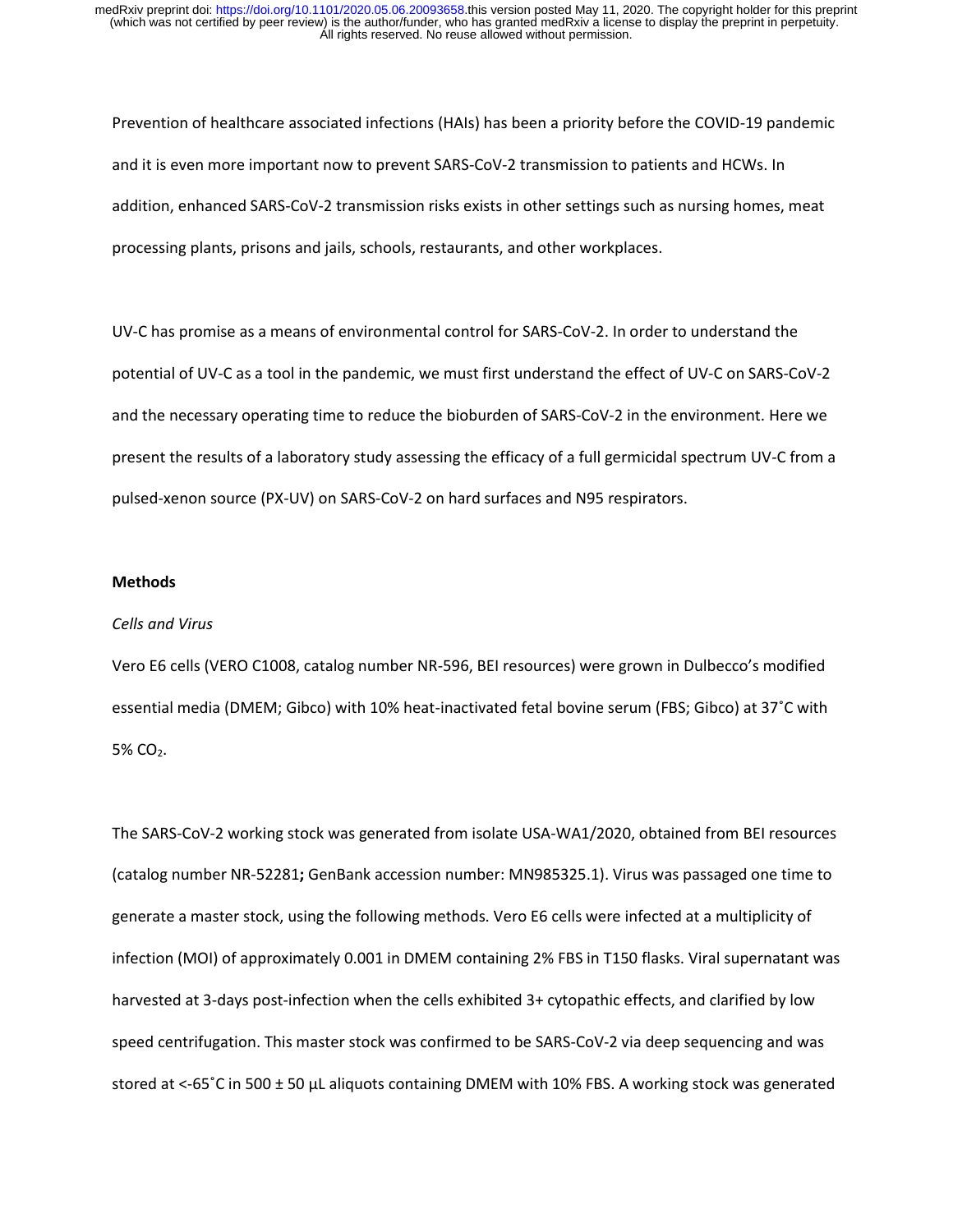Prevention of healthcare associated infections (HAIs) has been a priority before the COVID-19 pandemic and it is even more important now to prevent SARS-CoV-2 transmission to patients and HCWs. In addition, enhanced SARS-CoV-2 transmission risks exists in other settings such as nursing homes, meat processing plants, prisons and jails, schools, restaurants, and other workplaces.

UV-C has promise as a means of environmental control for SARS-CoV-2. In order to understand the potential of UV-C as a tool in the pandemic, we must first understand the effect of UV-C on SARS-CoV-2 and the necessary operating time to reduce the bioburden of SARS-CoV-2 in the environment. Here we present the results of a laboratory study assessing the efficacy of a full germicidal spectrum UV-C from a pulsed-xenon source (PX-UV) on SARS-CoV-2 on hard surfaces and N95 respirators.

## Methods

### *Cells and Virus*

Vero E6 cells (VERO C1008, catalog number NR-596, BEI resources) were grown in Dulbecco's modified essential media (DMEM; Gibco) with 10% heat-inactivated fetal bovine serum (FBS; Gibco) at 37˚C with 5% $CO_2$.

The SARS-CoV-2 working stock was generated from isolate USA-WA1/2020, obtained from BEI resources (catalog number NR-52281**;** GenBank accession number: MN985325.1). Virus was passaged one time to generate a master stock, using the following methods. Vero E6 cells were infected at a multiplicity of infection (MOI) of approximately 0.001 in DMEM containing 2% FBS in T150 flasks. Viral supernatant was harvested at 3-days post-infection when the cells exhibited 3+ cytopathic effects, and clarified by low speed centrifugation. This master stock was confirmed to be SARS-CoV-2 via deep sequencing and was stored at <-65˚C in 500 ± 50 µL aliquots containing DMEM with 10% FBS. A working stock was generated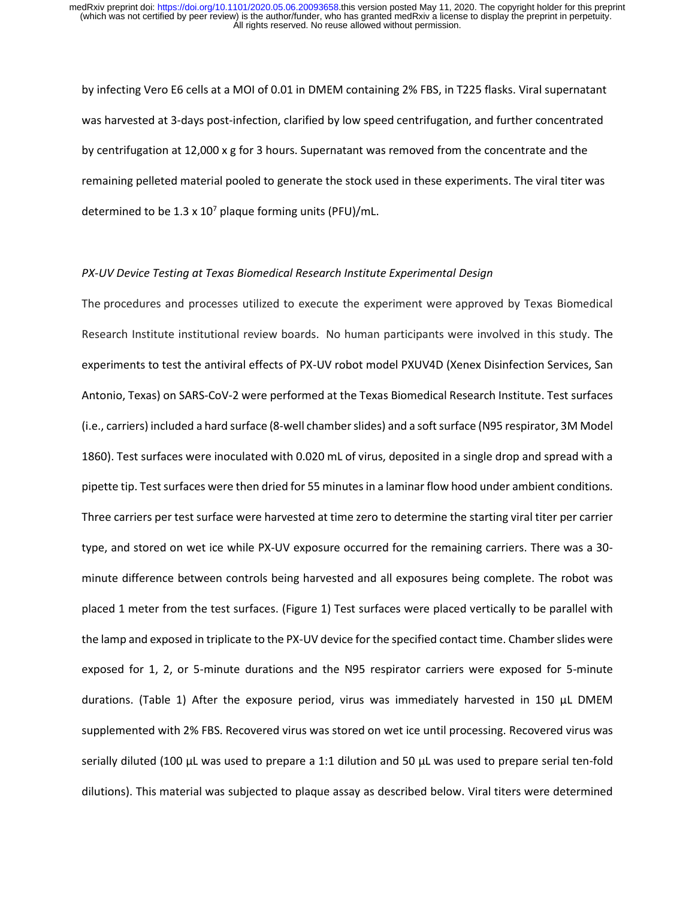by infecting Vero E6 cells at a MOI of 0.01 in DMEM containing 2% FBS, in T225 flasks. Viral supernatant was harvested at 3-days post-infection, clarified by low speed centrifugation, and further concentrated by centrifugation at 12,000 x g for 3 hours. Supernatant was removed from the concentrate and the remaining pelleted material pooled to generate the stock used in these experiments. The viral titer was determined to be 1.3 x $10^7$ plaque forming units (PFU)/mL.

*PX-UV Device Testing at Texas Biomedical Research Institute Experimental Design*

The procedures and processes utilized to execute the experiment were approved by Texas Biomedical Research Institute institutional review boards. No human participants were involved in this study. The experiments to test the antiviral effects of PX-UV robot model PXUV4D (Xenex Disinfection Services, San Antonio, Texas) on SARS-CoV-2 were performed at the Texas Biomedical Research Institute. Test surfaces (i.e., carriers) included a hard surface (8-well chamber slides) and a soft surface (N95 respirator, 3M Model 1860). Test surfaces were inoculated with 0.020 mL of virus, deposited in a single drop and spread with a pipette tip. Test surfaces were then dried for 55 minutes in a laminar flow hood under ambient conditions. Three carriers per test surface were harvested at time zero to determine the starting viral titer per carrier type, and stored on wet ice while PX-UV exposure occurred for the remaining carriers. There was a 30-minute difference between controls being harvested and all exposures being complete. The robot was placed 1 meter from the test surfaces. (Figure 1) Test surfaces were placed vertically to be parallel with the lamp and exposed in triplicate to the PX-UV device for the specified contact time. Chamber slides were exposed for 1, 2, or 5-minute durations and the N95 respirator carriers were exposed for 5-minute durations. (Table 1) After the exposure period, virus was immediately harvested in 150 µL DMEM supplemented with 2% FBS. Recovered virus was stored on wet ice until processing. Recovered virus was serially diluted (100 µL was used to prepare a 1:1 dilution and 50 µL was used to prepare serial ten-fold dilutions). This material was subjected to plaque assay as described below. Viral titers were determined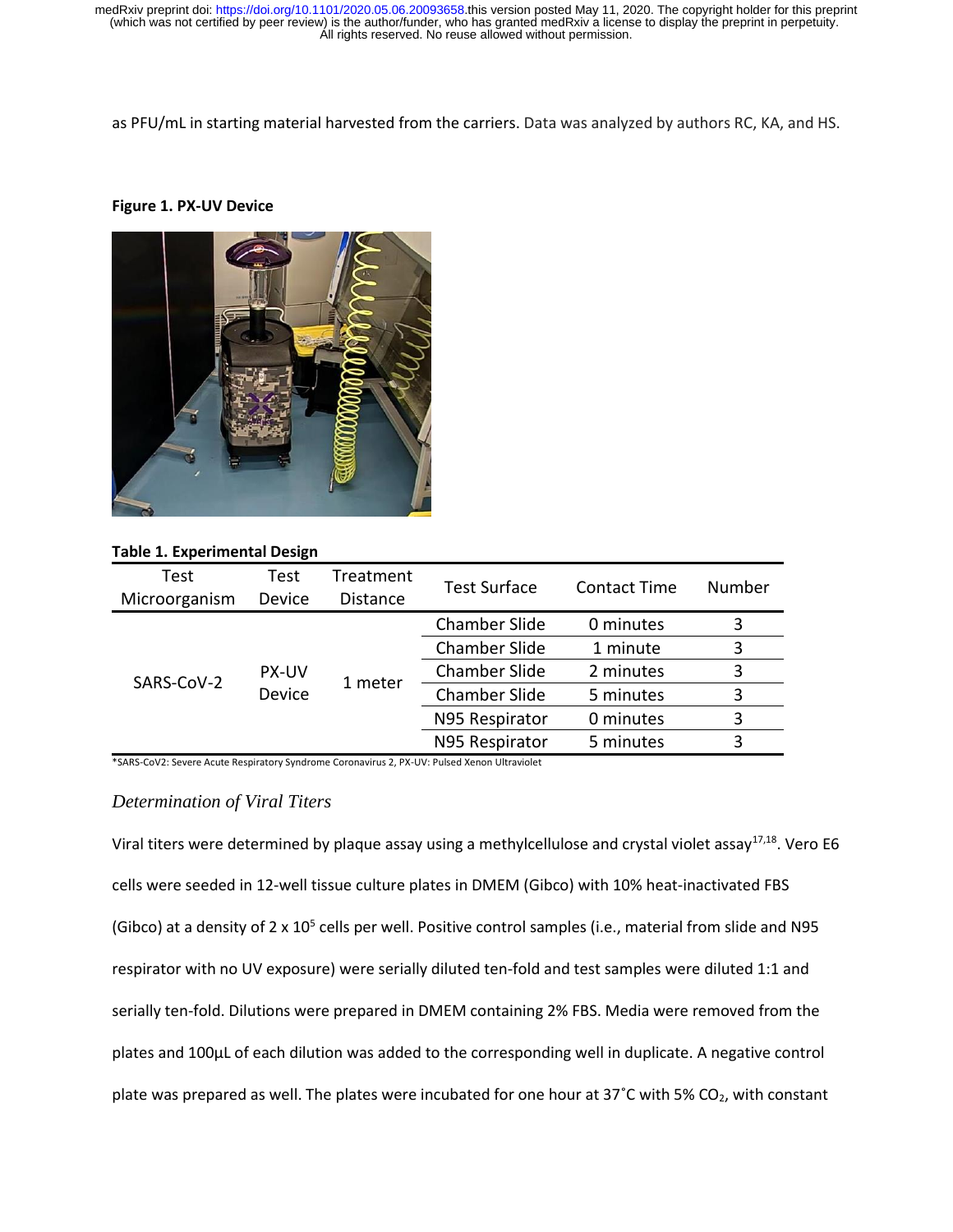as PFU/mL in starting material harvested from the carriers. Data was analyzed by authors RC, KA, and HS.

**Figure 1. PX-UV Device**

**Table 1. Experimental Design**

| Test Microorganism | Test Device | Treatment Distance | Test Surface | Contact Time | Number |
|---|---|---|---|---|---|
| SARS-CoV-2 | PX-UV Device | 1 meter | Chamber Slide | 0 minutes | 3 |
| | | | Chamber Slide | 1 minute | 3 |
| | | | Chamber Slide | 2 minutes | 3 |
| | | | Chamber Slide | 5 minutes | 3 |
| | | | N95 Respirator | 0 minutes | 3 |
| | | | N95 Respirator | 5 minutes | 3 |

*SARS-CoV2: Severe Acute Respiratory Syndrome Coronavirus 2, PX-UV: Pulsed Xenon Ultraviolet

### *Determination of Viral Titers*

Viral titers were determined by plaque assay using a methylcellulose and crystal violet assay[17,18]. Vero E6 cells were seeded in 12-well tissue culture plates in DMEM (Gibco) with 10% heat-inactivated FBS (Gibco) at a density of 2 x $10^5$ cells per well. Positive control samples (i.e., material from slide and N95 respirator with no UV exposure) were serially diluted ten-fold and test samples were diluted 1:1 and serially ten-fold. Dilutions were prepared in DMEM containing 2% FBS. Media were removed from the plates and 100µL of each dilution was added to the corresponding well in duplicate. A negative control plate was prepared as well. The plates were incubated for one hour at 37˚C with 5% $CO_2$, with constant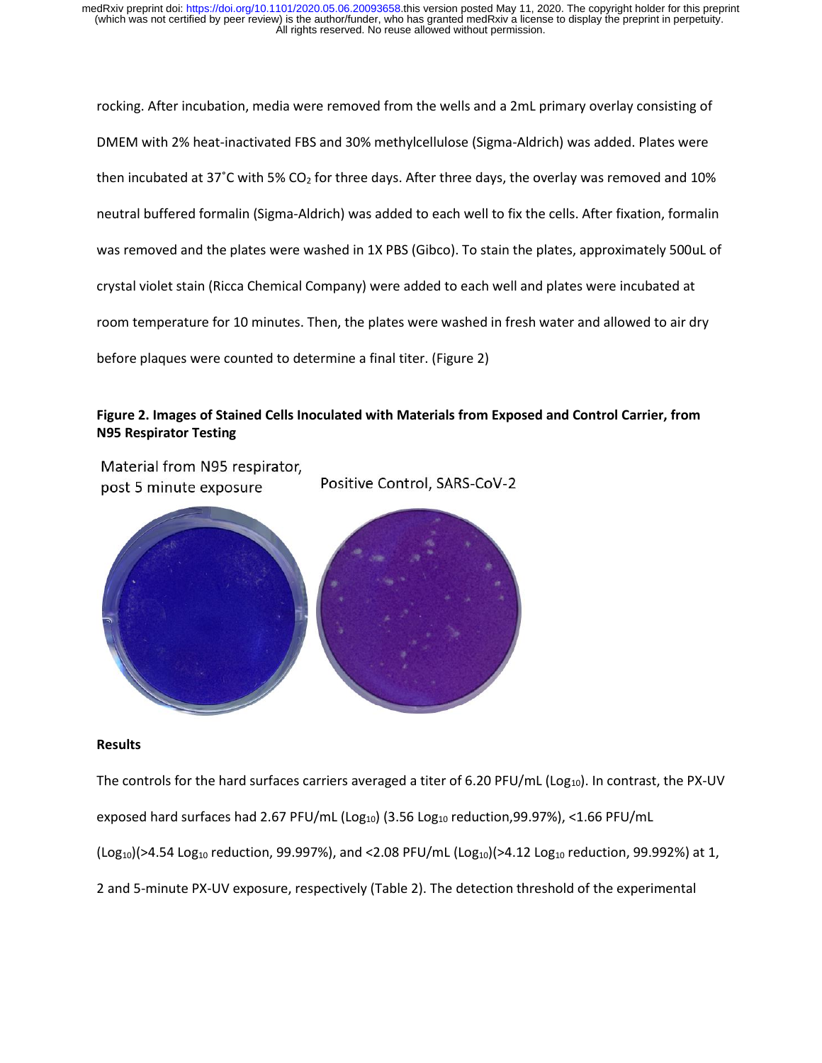rocking. After incubation, media were removed from the wells and a 2mL primary overlay consisting of DMEM with 2% heat-inactivated FBS and 30% methylcellulose (Sigma-Aldrich) was added. Plates were then incubated at 37˚C with 5% $CO_2$ for three days. After three days, the overlay was removed and 10% neutral buffered formalin (Sigma-Aldrich) was added to each well to fix the cells. After fixation, formalin was removed and the plates were washed in 1X PBS (Gibco). To stain the plates, approximately 500uL of crystal violet stain (Ricca Chemical Company) were added to each well and plates were incubated at room temperature for 10 minutes. Then, the plates were washed in fresh water and allowed to air dry before plaques were counted to determine a final titer. (Figure 2)

**Figure 2. Images of Stained Cells Inoculated with Materials from Exposed and Control Carrier, from N95 Respirator Testing**

Material from N95 respirator, post 5 minute exposure

Positive Control, SARS-CoV-2

**Results**

The controls for the hard surfaces carriers averaged a titer of 6.20 PFU/mL ($Log_{10}$). In contrast, the PX-UV exposed hard surfaces had 2.67 PFU/mL ($Log_{10}$) (3.56 $Log_{10}$ reduction,99.97%), <1.66 PFU/mL ($Log_{10}$)(>4.54 $Log_{10}$ reduction, 99.997%), and <2.08 PFU/mL ($Log_{10}$)(>4.12 $Log_{10}$ reduction, 99.992%) at 1, 2 and 5-minute PX-UV exposure, respectively (Table 2). The detection threshold of the experimental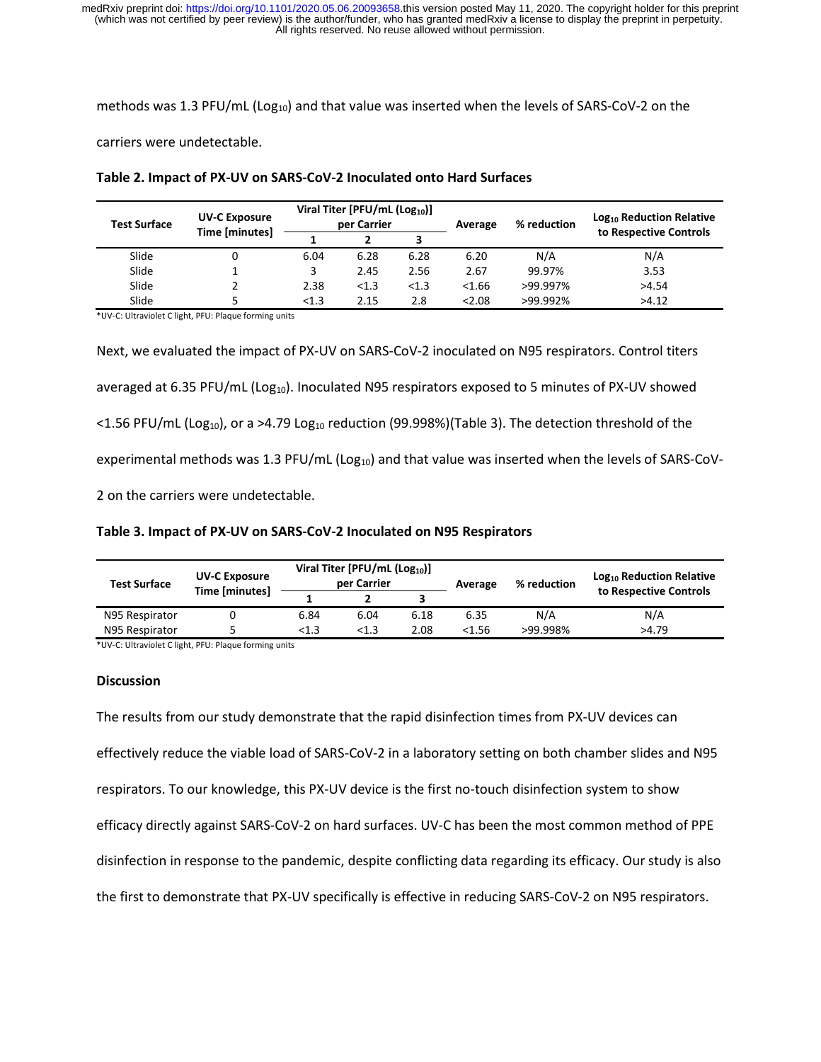methods was 1.3 PFU/mL ($Log_{10}$) and that value was inserted when the levels of SARS-CoV-2 on the carriers were undetectable.

**Table 2. Impact of PX-UV on SARS-CoV-2 Inoculated onto Hard Surfaces**

| Test Surface | UV-C Exposure Time [minutes] | Viral Titer [PFU/mL ($Log_{10}$)] per Carrier | | | Average | % reduction | $Log_{10}$ Reduction Relative to Respective Controls |
|---|---|---|---|---|---|---|---|
| | | 1 | 2 | 3 | | | |
| Slide | 0 | 6.04 | 6.28 | 6.28 | 6.20 | N/A | N/A |
| Slide | 1 | 3 | 2.45 | 2.56 | 2.67 | 99.97% | 3.53 |
| Slide | 2 | 2.38 | <1.3 | <1.3 | <1.66 | >99.997% | >4.54 |
| Slide | 5 | <1.3 | 2.15 | 2.8 | <2.08 | >99.992% | >4.12 |

*UV-C: Ultraviolet C light, PFU: Plaque forming units

Next, we evaluated the impact of PX-UV on SARS-CoV-2 inoculated on N95 respirators. Control titers averaged at 6.35 PFU/mL ($Log_{10}$). Inoculated N95 respirators exposed to 5 minutes of PX-UV showed <1.56 PFU/mL ($Log_{10}$), or a >4.79 $Log_{10}$ reduction (99.998%)(Table 3). The detection threshold of the experimental methods was 1.3 PFU/mL ($Log_{10}$) and that value was inserted when the levels of SARS-CoV-2 on the carriers were undetectable.

**Table 3. Impact of PX-UV on SARS-CoV-2 Inoculated on N95 Respirators**

| Test Surface | UV-C Exposure Time [minutes] | Viral Titer [PFU/mL ($Log_{10}$)] per Carrier | | | Average | % reduction | $Log_{10}$ Reduction Relative to Respective Controls |
|---|---|---|---|---|---|---|---|
| | | 1 | 2 | 3 | | | |
| N95 Respirator | 0 | 6.84 | 6.04 | 6.18 | 6.35 | N/A | N/A |
| N95 Respirator | 5 | <1.3 | <1.3 | 2.08 | <1.56 | >99.998% | >4.79 |

*UV-C: Ultraviolet C light, PFU: Plaque forming units

## Discussion

The results from our study demonstrate that the rapid disinfection times from PX-UV devices can effectively reduce the viable load of SARS-CoV-2 in a laboratory setting on both chamber slides and N95 respirators. To our knowledge, this PX-UV device is the first no-touch disinfection system to show efficacy directly against SARS-CoV-2 on hard surfaces. UV-C has been the most common method of PPE disinfection in response to the pandemic, despite conflicting data regarding its efficacy. Our study is also the first to demonstrate that PX-UV specifically is effective in reducing SARS-CoV-2 on N95 respirators.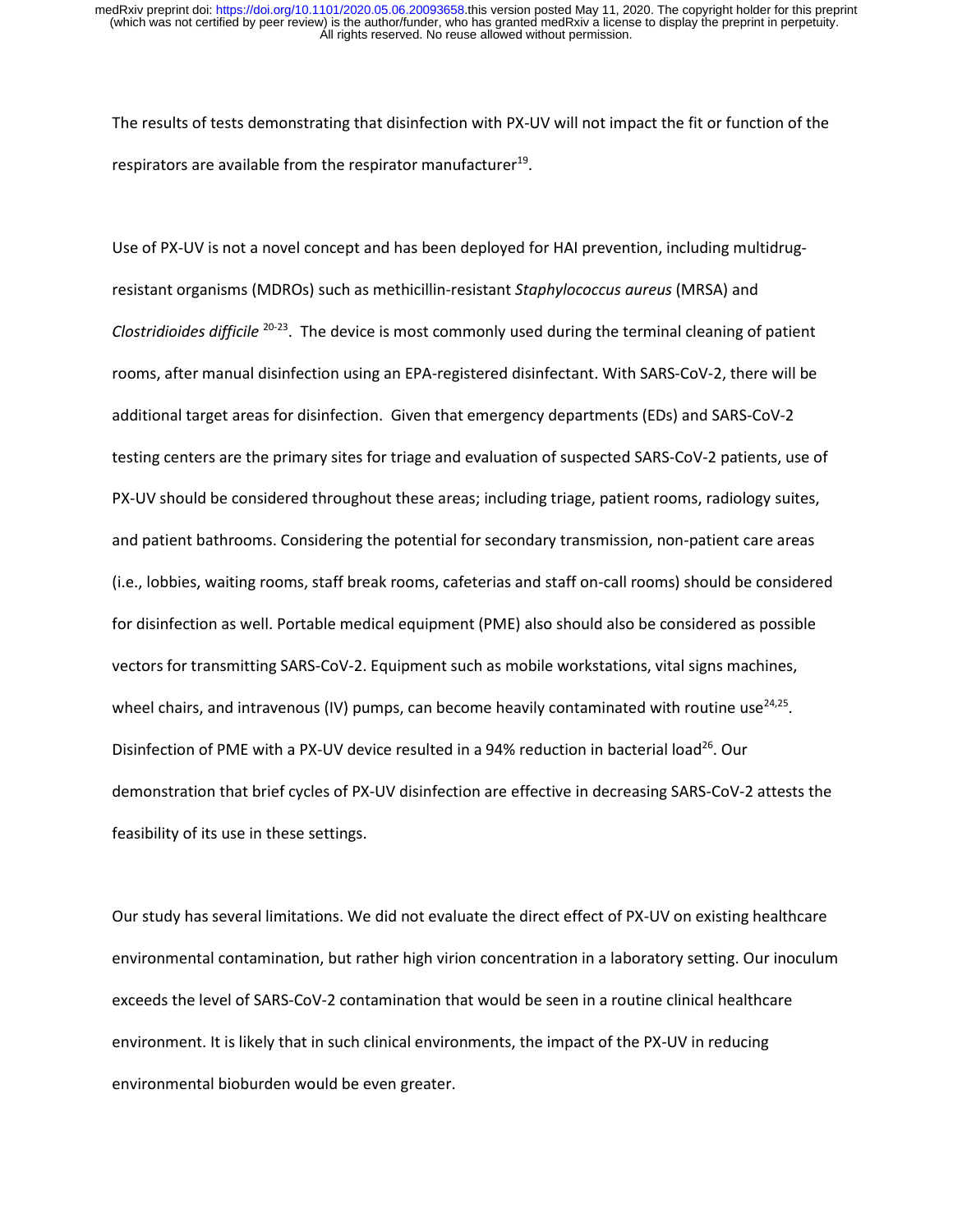The results of tests demonstrating that disinfection with PX-UV will not impact the fit or function of the respirators are available from the respirator manufacturer[19].

Use of PX-UV is not a novel concept and has been deployed for HAI prevention, including multidrug-resistant organisms (MDROs) such as methicillin-resistant *Staphylococcus aureus* (MRSA) and *Clostridioides difficile* [20-23]. The device is most commonly used during the terminal cleaning of patient rooms, after manual disinfection using an EPA-registered disinfectant. With SARS-CoV-2, there will be additional target areas for disinfection. Given that emergency departments (EDs) and SARS-CoV-2 testing centers are the primary sites for triage and evaluation of suspected SARS-CoV-2 patients, use of PX-UV should be considered throughout these areas; including triage, patient rooms, radiology suites, and patient bathrooms. Considering the potential for secondary transmission, non-patient care areas (i.e., lobbies, waiting rooms, staff break rooms, cafeterias and staff on-call rooms) should be considered for disinfection as well. Portable medical equipment (PME) also should also be considered as possible vectors for transmitting SARS-CoV-2. Equipment such as mobile workstations, vital signs machines, wheel chairs, and intravenous (IV) pumps, can become heavily contaminated with routine use[24,25]. Disinfection of PME with a PX-UV device resulted in a 94% reduction in bacterial load[26]. Our demonstration that brief cycles of PX-UV disinfection are effective in decreasing SARS-CoV-2 attests the feasibility of its use in these settings.

Our study has several limitations. We did not evaluate the direct effect of PX-UV on existing healthcare environmental contamination, but rather high virion concentration in a laboratory setting. Our inoculum exceeds the level of SARS-CoV-2 contamination that would be seen in a routine clinical healthcare environment. It is likely that in such clinical environments, the impact of the PX-UV in reducing environmental bioburden would be even greater.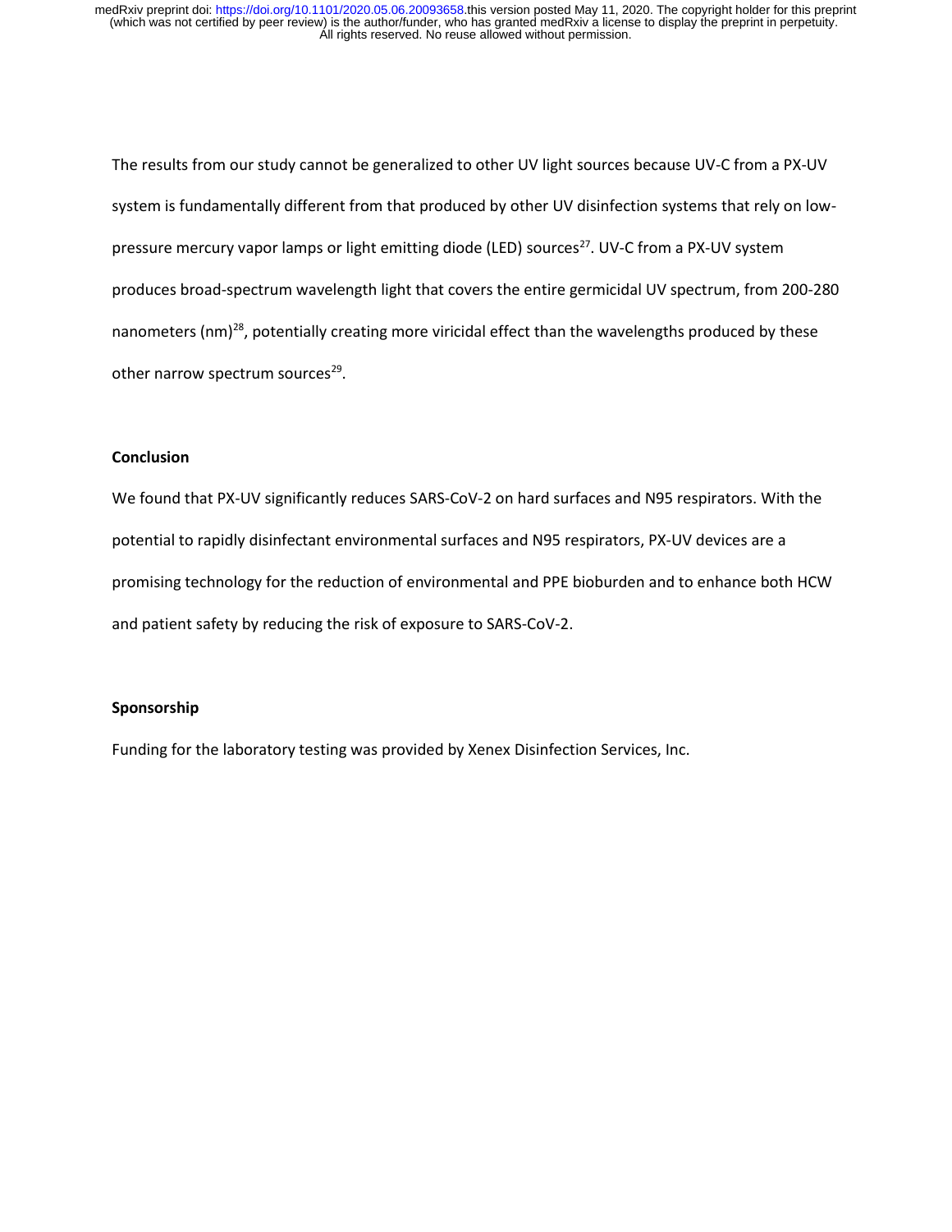The results from our study cannot be generalized to other UV light sources because UV-C from a PX-UV system is fundamentally different from that produced by other UV disinfection systems that rely on low-pressure mercury vapor lamps or light emitting diode (LED) sources[27]. UV-C from a PX-UV system produces broad-spectrum wavelength light that covers the entire germicidal UV spectrum, from 200-280 nanometers (nm)[28], potentially creating more viricidal effect than the wavelengths produced by these other narrow spectrum sources[29].

## Conclusion

We found that PX-UV significantly reduces SARS-CoV-2 on hard surfaces and N95 respirators. With the potential to rapidly disinfectant environmental surfaces and N95 respirators, PX-UV devices are a promising technology for the reduction of environmental and PPE bioburden and to enhance both HCW and patient safety by reducing the risk of exposure to SARS-CoV-2.

## Sponsorship

Funding for the laboratory testing was provided by Xenex Disinfection Services, Inc.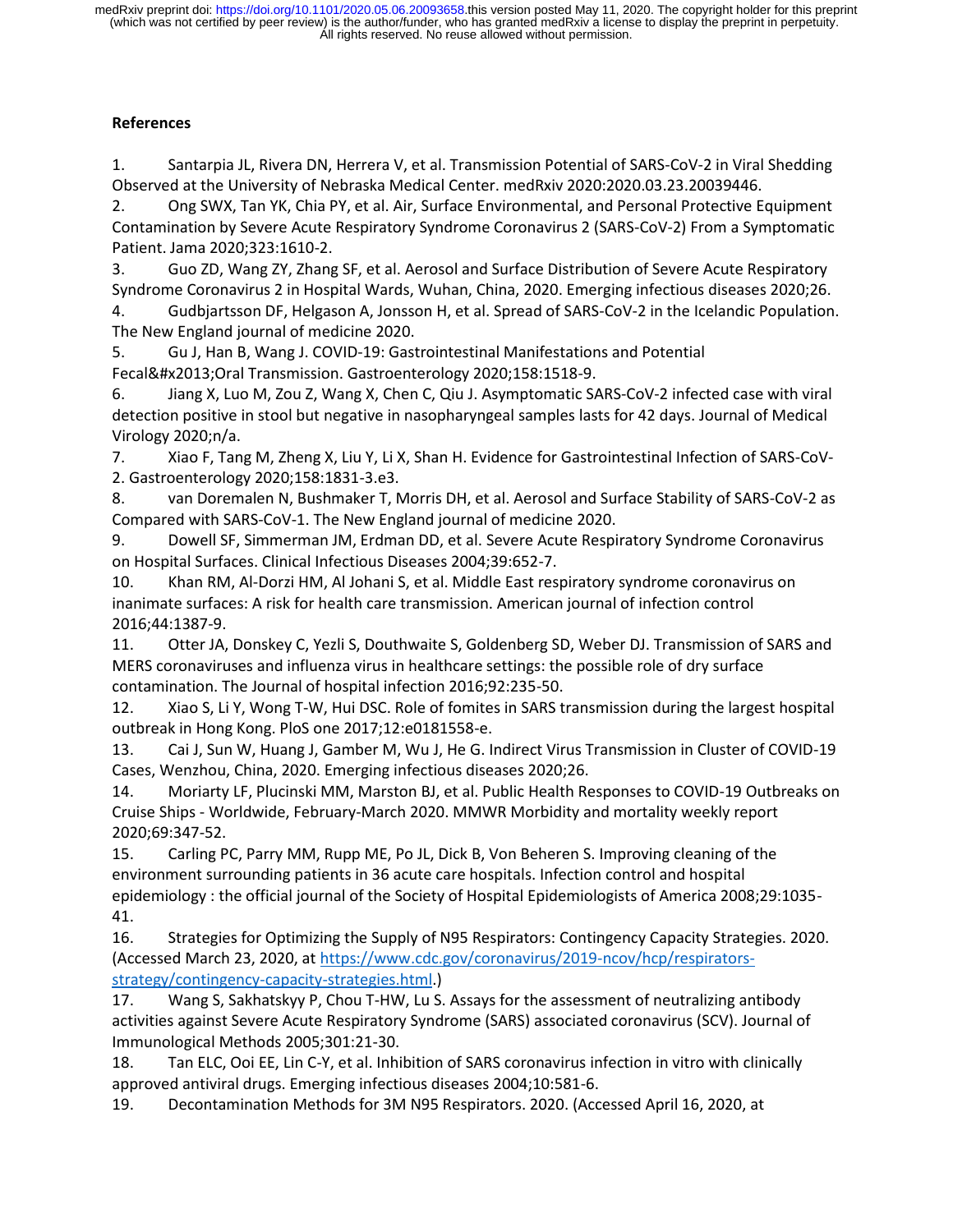**References**

1. Santarpia JL, Rivera DN, Herrera V, et al. Transmission Potential of SARS-CoV-2 in Viral Shedding Observed at the University of Nebraska Medical Center. medRxiv 2020:2020.03.23.20039446.
2. Ong SWX, Tan YK, Chia PY, et al. Air, Surface Environmental, and Personal Protective Equipment Contamination by Severe Acute Respiratory Syndrome Coronavirus 2 (SARS-CoV-2) From a Symptomatic Patient. Jama 2020;323:1610-2.
3. Guo ZD, Wang ZY, Zhang SF, et al. Aerosol and Surface Distribution of Severe Acute Respiratory Syndrome Coronavirus 2 in Hospital Wards, Wuhan, China, 2020. Emerging infectious diseases 2020;26.
4. Gudbjartsson DF, Helgason A, Jonsson H, et al. Spread of SARS-CoV-2 in the Icelandic Population. The New England journal of medicine 2020.
5. Gu J, Han B, Wang J. COVID-19: Gastrointestinal Manifestations and Potential Fecal&#x2013;Oral Transmission. Gastroenterology 2020;158:1518-9.
6. Jiang X, Luo M, Zou Z, Wang X, Chen C, Qiu J. Asymptomatic SARS-CoV-2 infected case with viral detection positive in stool but negative in nasopharyngeal samples lasts for 42 days. Journal of Medical Virology 2020;n/a.
7. Xiao F, Tang M, Zheng X, Liu Y, Li X, Shan H. Evidence for Gastrointestinal Infection of SARS-CoV-2. Gastroenterology 2020;158:1831-3.e3.
8. van Doremalen N, Bushmaker T, Morris DH, et al. Aerosol and Surface Stability of SARS-CoV-2 as Compared with SARS-CoV-1. The New England journal of medicine 2020.
9. Dowell SF, Simmerman JM, Erdman DD, et al. Severe Acute Respiratory Syndrome Coronavirus on Hospital Surfaces. Clinical Infectious Diseases 2004;39:652-7.
10. Khan RM, Al-Dorzi HM, Al Johani S, et al. Middle East respiratory syndrome coronavirus on inanimate surfaces: A risk for health care transmission. American journal of infection control 2016;44:1387-9.
11. Otter JA, Donskey C, Yezli S, Douthwaite S, Goldenberg SD, Weber DJ. Transmission of SARS and MERS coronaviruses and influenza virus in healthcare settings: the possible role of dry surface contamination. The Journal of hospital infection 2016;92:235-50.
12. Xiao S, Li Y, Wong T-W, Hui DSC. Role of fomites in SARS transmission during the largest hospital outbreak in Hong Kong. PloS one 2017;12:e0181558-e.
13. Cai J, Sun W, Huang J, Gamber M, Wu J, He G. Indirect Virus Transmission in Cluster of COVID-19 Cases, Wenzhou, China, 2020. Emerging infectious diseases 2020;26.
14. Moriarty LF, Plucinski MM, Marston BJ, et al. Public Health Responses to COVID-19 Outbreaks on Cruise Ships - Worldwide, February-March 2020. MMWR Morbidity and mortality weekly report 2020;69:347-52.
15. Carling PC, Parry MM, Rupp ME, Po JL, Dick B, Von Beheren S. Improving cleaning of the environment surrounding patients in 36 acute care hospitals. Infection control and hospital epidemiology : the official journal of the Society of Hospital Epidemiologists of America 2008;29:1035-41.
16. Strategies for Optimizing the Supply of N95 Respirators: Contingency Capacity Strategies. 2020. (Accessed March 23, 2020, at https://www.cdc.gov/coronavirus/2019-ncov/hcp/respirators-strategy/contingency-capacity-strategies.html.)
17. Wang S, Sakhatskyy P, Chou T-HW, Lu S. Assays for the assessment of neutralizing antibody activities against Severe Acute Respiratory Syndrome (SARS) associated coronavirus (SCV). Journal of Immunological Methods 2005;301:21-30.
18. Tan ELC, Ooi EE, Lin C-Y, et al. Inhibition of SARS coronavirus infection in vitro with clinically approved antiviral drugs. Emerging infectious diseases 2004;10:581-6.
19. Decontamination Methods for 3M N95 Respirators. 2020. (Accessed April 16, 2020, at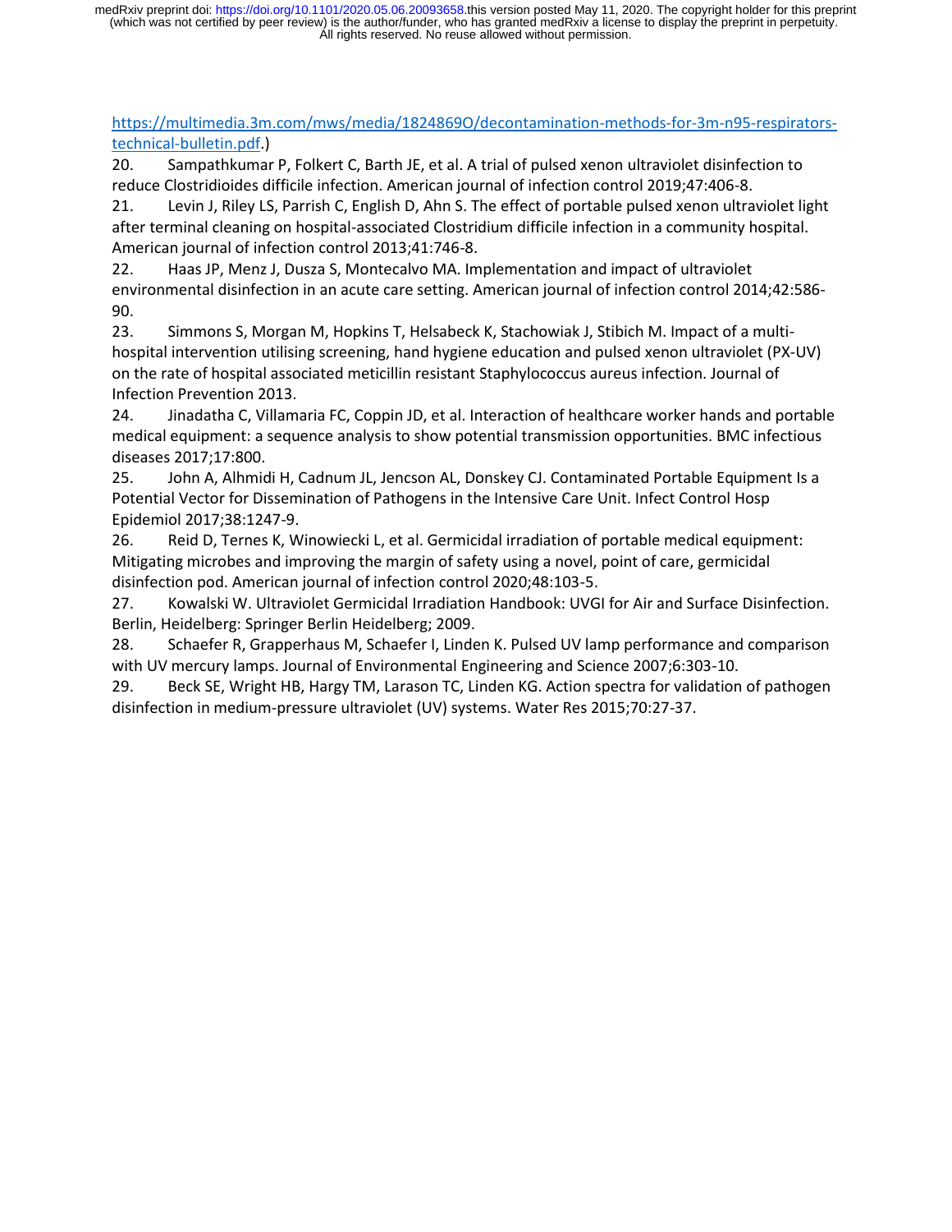https://multimedia.3m.com/mws/media/1824869O/decontamination-methods-for-3m-n95-respirators-technical-bulletin.pdf.)

20. Sampathkumar P, Folkert C, Barth JE, et al. A trial of pulsed xenon ultraviolet disinfection to reduce Clostridioides difficile infection. American journal of infection control 2019;47:406-8.

21. Levin J, Riley LS, Parrish C, English D, Ahn S. The effect of portable pulsed xenon ultraviolet light after terminal cleaning on hospital-associated Clostridium difficile infection in a community hospital. American journal of infection control 2013;41:746-8.

22. Haas JP, Menz J, Dusza S, Montecalvo MA. Implementation and impact of ultraviolet environmental disinfection in an acute care setting. American journal of infection control 2014;42:586-90.

23. Simmons S, Morgan M, Hopkins T, Helsabeck K, Stachowiak J, Stibich M. Impact of a multi-hospital intervention utilising screening, hand hygiene education and pulsed xenon ultraviolet (PX-UV) on the rate of hospital associated meticillin resistant Staphylococcus aureus infection. Journal of Infection Prevention 2013.

24. Jinadatha C, Villamaria FC, Coppin JD, et al. Interaction of healthcare worker hands and portable medical equipment: a sequence analysis to show potential transmission opportunities. BMC infectious diseases 2017;17:800.

25. John A, Alhmidi H, Cadnum JL, Jencson AL, Donskey CJ. Contaminated Portable Equipment Is a Potential Vector for Dissemination of Pathogens in the Intensive Care Unit. Infect Control Hosp Epidemiol 2017;38:1247-9.

26. Reid D, Ternes K, Winowiecki L, et al. Germicidal irradiation of portable medical equipment: Mitigating microbes and improving the margin of safety using a novel, point of care, germicidal disinfection pod. American journal of infection control 2020;48:103-5.

27. Kowalski W. Ultraviolet Germicidal Irradiation Handbook: UVGI for Air and Surface Disinfection. Berlin, Heidelberg: Springer Berlin Heidelberg; 2009.

28. Schaefer R, Grapperhaus M, Schaefer I, Linden K. Pulsed UV lamp performance and comparison with UV mercury lamps. Journal of Environmental Engineering and Science 2007;6:303-10.

29. Beck SE, Wright HB, Hargy TM, Larason TC, Linden KG. Action spectra for validation of pathogen disinfection in medium-pressure ultraviolet (UV) systems. Water Res 2015;70:27-37.